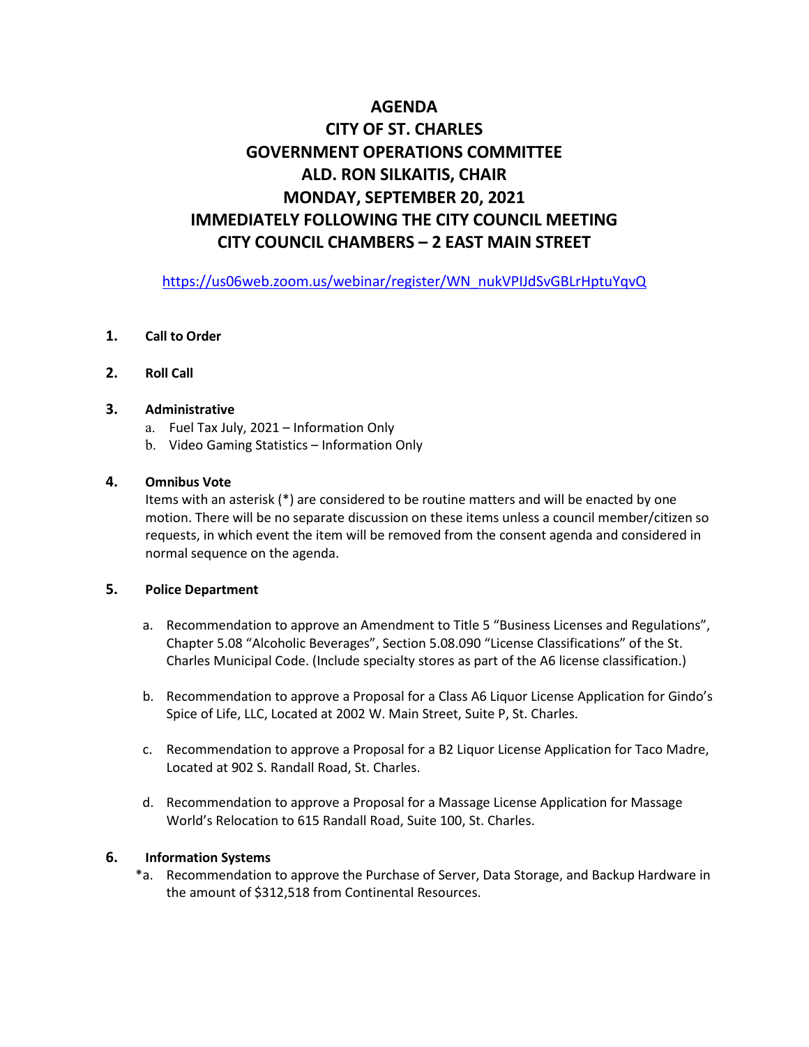# AGENDA
# CITY OF ST. CHARLES
# GOVERNMENT OPERATIONS COMMITTEE
# ALD. RON SILKAITIS, CHAIR
# MONDAY, SEPTEMBER 20, 2021
# IMMEDIATELY FOLLOWING THE CITY COUNCIL MEETING
# CITY COUNCIL CHAMBERS – 2 EAST MAIN STREET

https://us06web.zoom.us/webinar/register/WN_nukVPIJdSvGBLrHptuYqvQ

**1. Call to Order**

**2. Roll Call**

**3. Administrative**

a. Fuel Tax July, 2021 – Information Only
b. Video Gaming Statistics – Information Only

**4. Omnibus Vote**

Items with an asterisk (*) are considered to be routine matters and will be enacted by one motion. There will be no separate discussion on these items unless a council member/citizen so requests, in which event the item will be removed from the consent agenda and considered in normal sequence on the agenda.

**5. Police Department**

a. Recommendation to approve an Amendment to Title 5 "Business Licenses and Regulations", Chapter 5.08 "Alcoholic Beverages", Section 5.08.090 "License Classifications" of the St. Charles Municipal Code. (Include specialty stores as part of the A6 license classification.)

b. Recommendation to approve a Proposal for a Class A6 Liquor License Application for Gindo's Spice of Life, LLC, Located at 2002 W. Main Street, Suite P, St. Charles.

c. Recommendation to approve a Proposal for a B2 Liquor License Application for Taco Madre, Located at 902 S. Randall Road, St. Charles.

d. Recommendation to approve a Proposal for a Massage License Application for Massage World's Relocation to 615 Randall Road, Suite 100, St. Charles.

**6. Information Systems**

*a. Recommendation to approve the Purchase of Server, Data Storage, and Backup Hardware in the amount of $312,518 from Continental Resources.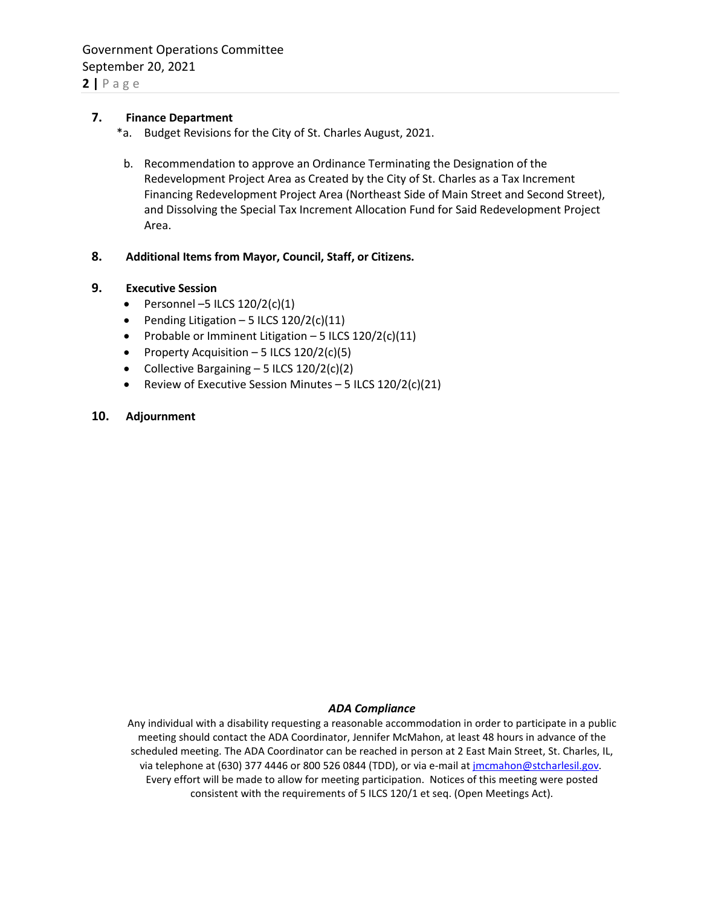**7. Finance Department**

*a. Budget Revisions for the City of St. Charles August, 2021.

b. Recommendation to approve an Ordinance Terminating the Designation of the Redevelopment Project Area as Created by the City of St. Charles as a Tax Increment Financing Redevelopment Project Area (Northeast Side of Main Street and Second Street), and Dissolving the Special Tax Increment Allocation Fund for Said Redevelopment Project Area.

**8. Additional Items from Mayor, Council, Staff, or Citizens.**

**9. Executive Session**

- Personnel –5 ILCS 120/2(c)(1)
- Pending Litigation – 5 ILCS 120/2(c)(11)
- Probable or Imminent Litigation – 5 ILCS 120/2(c)(11)
- Property Acquisition – 5 ILCS 120/2(c)(5)
- Collective Bargaining – 5 ILCS 120/2(c)(2)
- Review of Executive Session Minutes – 5 ILCS 120/2(c)(21)

**10. Adjournment**

***ADA Compliance***

Any individual with a disability requesting a reasonable accommodation in order to participate in a public meeting should contact the ADA Coordinator, Jennifer McMahon, at least 48 hours in advance of the scheduled meeting. The ADA Coordinator can be reached in person at 2 East Main Street, St. Charles, IL, via telephone at (630) 377 4446 or 800 526 0844 (TDD), or via e-mail at jmcmahon@stcharlesil.gov. Every effort will be made to allow for meeting participation. Notices of this meeting were posted consistent with the requirements of 5 ILCS 120/1 et seq. (Open Meetings Act).